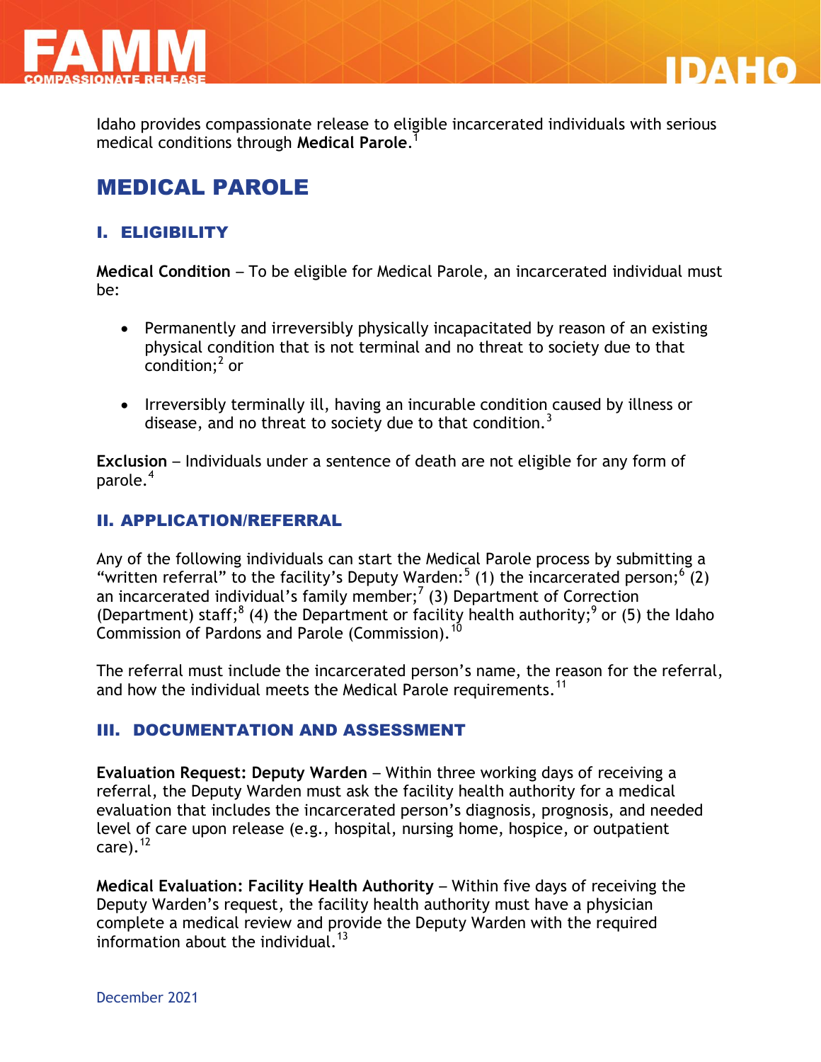# IDAHO

Idaho provides compassionate release to eligible incarcerated individuals with serious medical conditions through **Medical Parole**.[1]

## MEDICAL PAROLE

### I. ELIGIBILITY

**Medical Condition** – To be eligible for Medical Parole, an incarcerated individual must be:

- Permanently and irreversibly physically incapacitated by reason of an existing physical condition that is not terminal and no threat to society due to that condition;[2] or
- Irreversibly terminally ill, having an incurable condition caused by illness or disease, and no threat to society due to that condition.[3]

**Exclusion** – Individuals under a sentence of death are not eligible for any form of parole.[4]

### II. APPLICATION/REFERRAL

Any of the following individuals can start the Medical Parole process by submitting a "written referral" to the facility's Deputy Warden:[5] (1) the incarcerated person;[6] (2) an incarcerated individual's family member;[7] (3) Department of Correction (Department) staff;[8] (4) the Department or facility health authority;[9] or (5) the Idaho Commission of Pardons and Parole (Commission).[10]

The referral must include the incarcerated person's name, the reason for the referral, and how the individual meets the Medical Parole requirements.[11]

### III. DOCUMENTATION AND ASSESSMENT

**Evaluation Request: Deputy Warden** – Within three working days of receiving a referral, the Deputy Warden must ask the facility health authority for a medical evaluation that includes the incarcerated person's diagnosis, prognosis, and needed level of care upon release (e.g., hospital, nursing home, hospice, or outpatient care).[12]

**Medical Evaluation: Facility Health Authority** – Within five days of receiving the Deputy Warden's request, the facility health authority must have a physician complete a medical review and provide the Deputy Warden with the required information about the individual.[13]

December 2021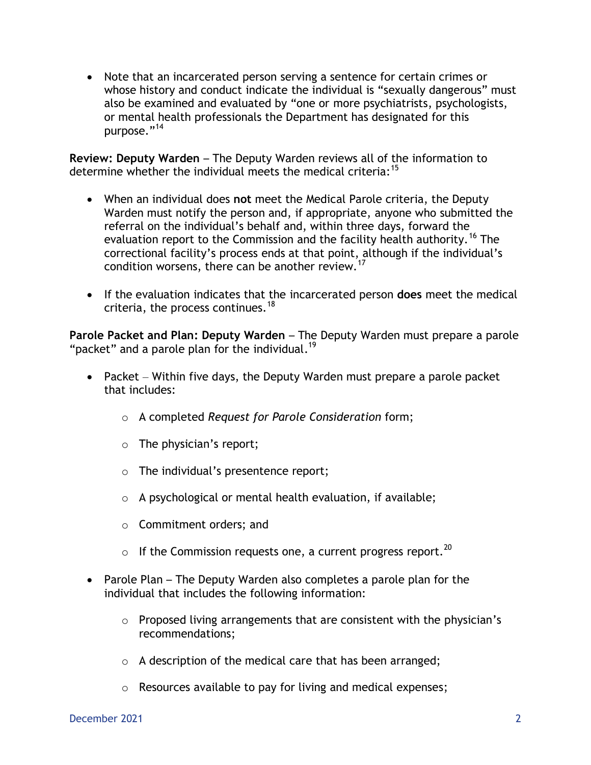- Note that an incarcerated person serving a sentence for certain crimes or whose history and conduct indicate the individual is "sexually dangerous" must also be examined and evaluated by "one or more psychiatrists, psychologists, or mental health professionals the Department has designated for this purpose."[14]

**Review: Deputy Warden** – The Deputy Warden reviews all of the information to determine whether the individual meets the medical criteria:[15]

- When an individual does **not** meet the Medical Parole criteria, the Deputy Warden must notify the person and, if appropriate, anyone who submitted the referral on the individual's behalf and, within three days, forward the evaluation report to the Commission and the facility health authority.[16] The correctional facility's process ends at that point, although if the individual's condition worsens, there can be another review.[17]

- If the evaluation indicates that the incarcerated person **does** meet the medical criteria, the process continues.[18]

**Parole Packet and Plan: Deputy Warden** – The Deputy Warden must prepare a parole "packet" and a parole plan for the individual.[19]

- Packet – Within five days, the Deputy Warden must prepare a parole packet that includes:
  - A completed *Request for Parole Consideration* form;
  - The physician's report;
  - The individual's presentence report;
  - A psychological or mental health evaluation, if available;
  - Commitment orders; and
  - If the Commission requests one, a current progress report.[20]

- Parole Plan – The Deputy Warden also completes a parole plan for the individual that includes the following information:
  - Proposed living arrangements that are consistent with the physician's recommendations;
  - A description of the medical care that has been arranged;
  - Resources available to pay for living and medical expenses;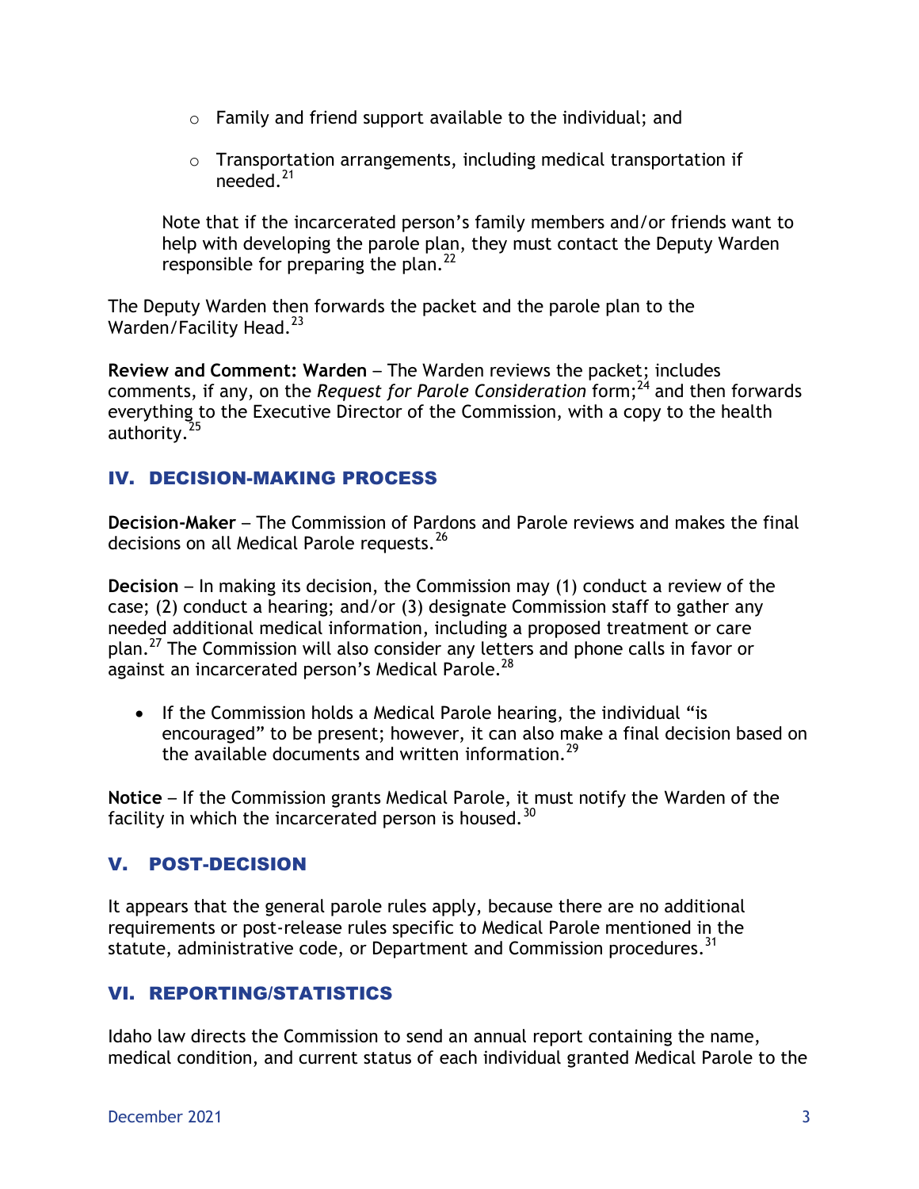- Family and friend support available to the individual; and
- Transportation arrangements, including medical transportation if needed.[21]

Note that if the incarcerated person's family members and/or friends want to help with developing the parole plan, they must contact the Deputy Warden responsible for preparing the plan.[22]

The Deputy Warden then forwards the packet and the parole plan to the Warden/Facility Head.[23]

**Review and Comment: Warden** – The Warden reviews the packet; includes comments, if any, on the *Request for Parole Consideration* form;[24] and then forwards everything to the Executive Director of the Commission, with a copy to the health authority.[25]

## IV. DECISION-MAKING PROCESS

**Decision-Maker** – The Commission of Pardons and Parole reviews and makes the final decisions on all Medical Parole requests.[26]

**Decision** – In making its decision, the Commission may (1) conduct a review of the case; (2) conduct a hearing; and/or (3) designate Commission staff to gather any needed additional medical information, including a proposed treatment or care plan.[27] The Commission will also consider any letters and phone calls in favor or against an incarcerated person's Medical Parole.[28]

- If the Commission holds a Medical Parole hearing, the individual "is encouraged" to be present; however, it can also make a final decision based on the available documents and written information.[29]

**Notice** – If the Commission grants Medical Parole, it must notify the Warden of the facility in which the incarcerated person is housed.[30]

## V. POST-DECISION

It appears that the general parole rules apply, because there are no additional requirements or post-release rules specific to Medical Parole mentioned in the statute, administrative code, or Department and Commission procedures.[31]

## VI. REPORTING/STATISTICS

Idaho law directs the Commission to send an annual report containing the name, medical condition, and current status of each individual granted Medical Parole to the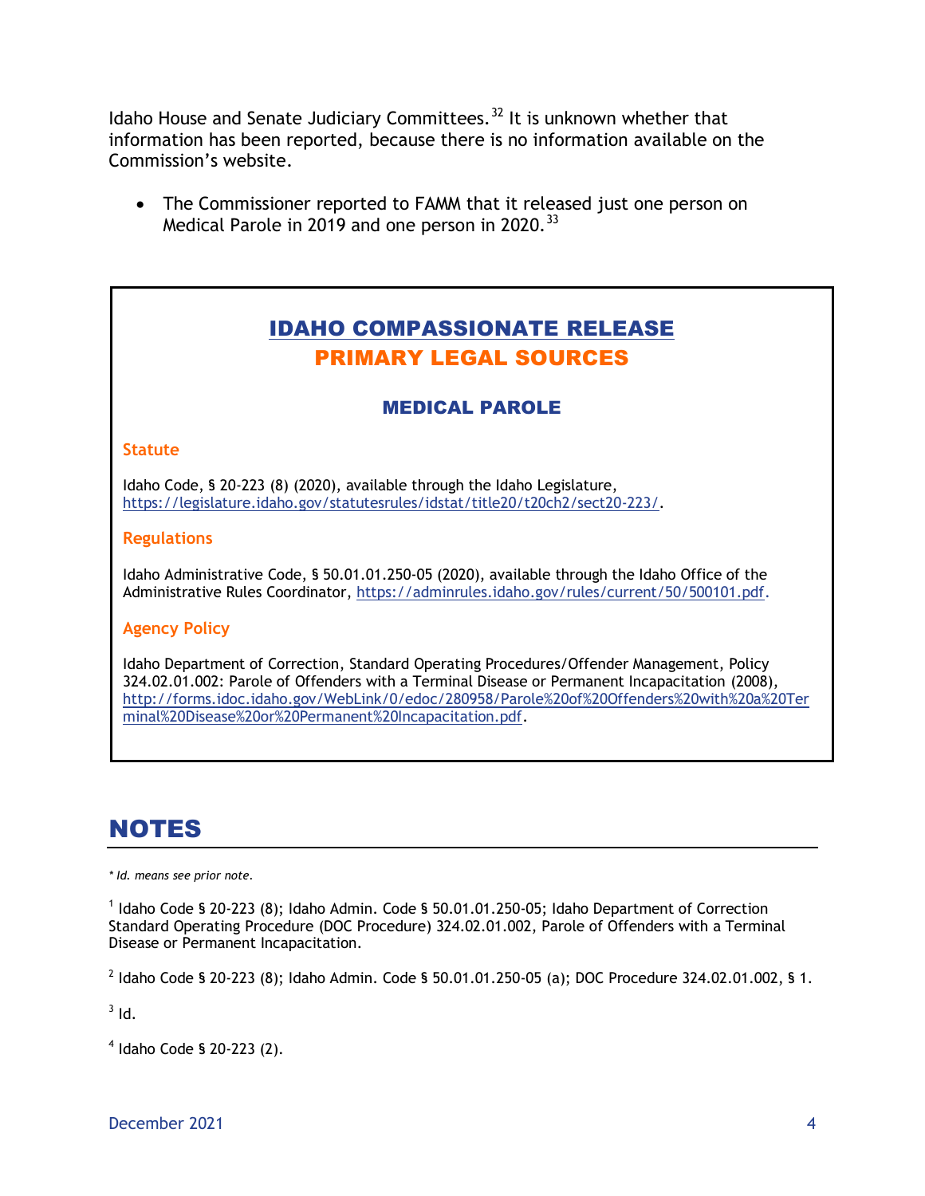Idaho House and Senate Judiciary Committees.[32] It is unknown whether that information has been reported, because there is no information available on the Commission's website.

- The Commissioner reported to FAMM that it released just one person on Medical Parole in 2019 and one person in 2020.[33]

## IDAHO COMPASSIONATE RELEASE
## PRIMARY LEGAL SOURCES

### MEDICAL PAROLE

**Statute**

Idaho Code, § 20-223 (8) (2020), available through the Idaho Legislature, https://legislature.idaho.gov/statutesrules/idstat/title20/t20ch2/sect20-223/.

**Regulations**

Idaho Administrative Code, § 50.01.01.250-05 (2020), available through the Idaho Office of the Administrative Rules Coordinator, https://adminrules.idaho.gov/rules/current/50/500101.pdf.

**Agency Policy**

Idaho Department of Correction, Standard Operating Procedures/Offender Management, Policy 324.02.01.002: Parole of Offenders with a Terminal Disease or Permanent Incapacitation (2008), http://forms.idoc.idaho.gov/WebLink/0/edoc/280958/Parole%20of%20Offenders%20with%20a%20Terminal%20Disease%20or%20Permanent%20Incapacitation.pdf.

# NOTES

*\* Id. means see prior note.*

[1] Idaho Code § 20-223 (8); Idaho Admin. Code § 50.01.01.250-05; Idaho Department of Correction Standard Operating Procedure (DOC Procedure) 324.02.01.002, Parole of Offenders with a Terminal Disease or Permanent Incapacitation.

[2] Idaho Code § 20-223 (8); Idaho Admin. Code § 50.01.01.250-05 (a); DOC Procedure 324.02.01.002, § 1.

[3] Id.

[4] Idaho Code § 20-223 (2).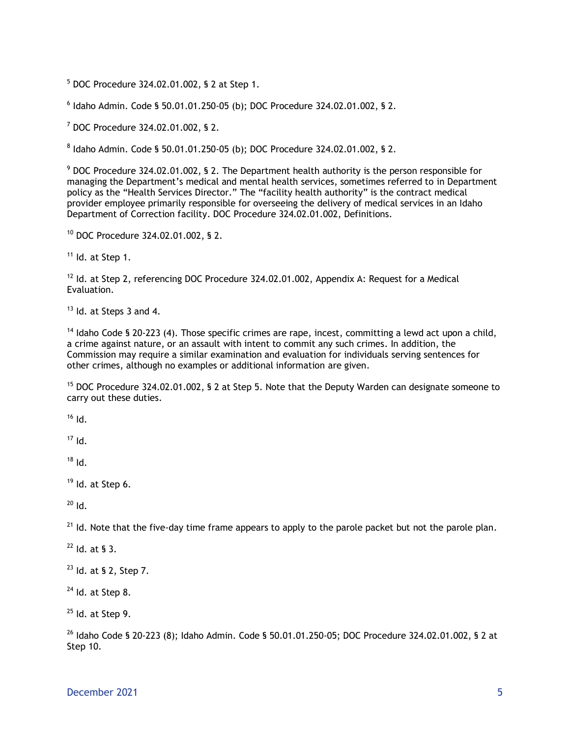[5] DOC Procedure 324.02.01.002, § 2 at Step 1.

[6] Idaho Admin. Code § 50.01.01.250-05 (b); DOC Procedure 324.02.01.002, § 2.

[7] DOC Procedure 324.02.01.002, § 2.

[8] Idaho Admin. Code § 50.01.01.250-05 (b); DOC Procedure 324.02.01.002, § 2.

[9] DOC Procedure 324.02.01.002, § 2. The Department health authority is the person responsible for managing the Department's medical and mental health services, sometimes referred to in Department policy as the "Health Services Director." The "facility health authority" is the contract medical provider employee primarily responsible for overseeing the delivery of medical services in an Idaho Department of Correction facility. DOC Procedure 324.02.01.002, Definitions.

[10] DOC Procedure 324.02.01.002, § 2.

[11] Id. at Step 1.

[12] Id. at Step 2, referencing DOC Procedure 324.02.01.002, Appendix A: Request for a Medical Evaluation.

[13] Id. at Steps 3 and 4.

[14] Idaho Code § 20-223 (4). Those specific crimes are rape, incest, committing a lewd act upon a child, a crime against nature, or an assault with intent to commit any such crimes. In addition, the Commission may require a similar examination and evaluation for individuals serving sentences for other crimes, although no examples or additional information are given.

[15] DOC Procedure 324.02.01.002, § 2 at Step 5. Note that the Deputy Warden can designate someone to carry out these duties.

[16] Id.

[17] Id.

[18] Id.

[19] Id. at Step 6.

[20] Id.

[21] Id. Note that the five-day time frame appears to apply to the parole packet but not the parole plan.

[22] Id. at § 3.

[23] Id. at § 2, Step 7.

[24] Id. at Step 8.

[25] Id. at Step 9.

[26] Idaho Code § 20-223 (8); Idaho Admin. Code § 50.01.01.250-05; DOC Procedure 324.02.01.002, § 2 at Step 10.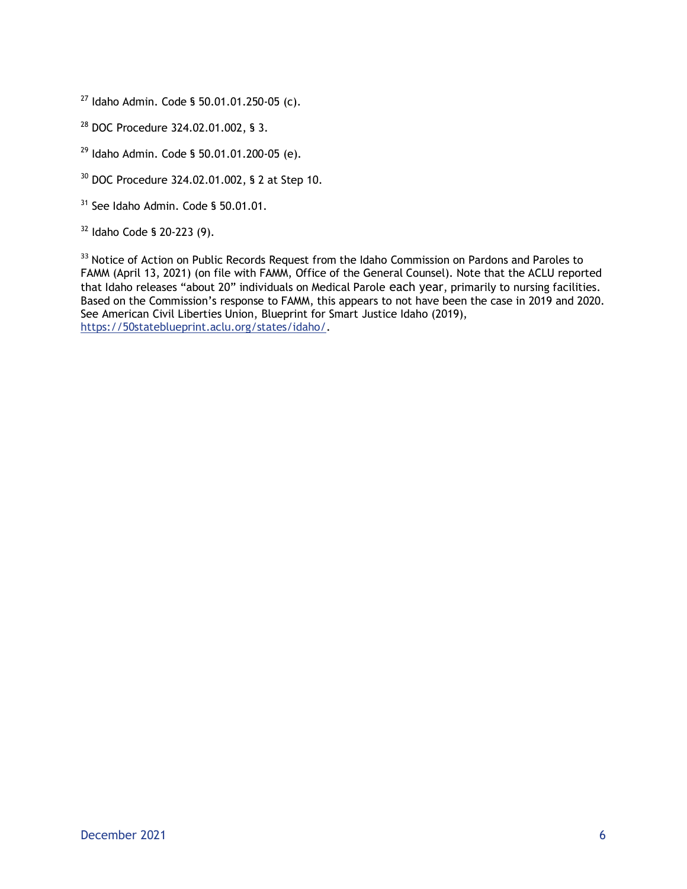[27] Idaho Admin. Code § 50.01.01.250-05 (c).

[28] DOC Procedure 324.02.01.002, § 3.

[29] Idaho Admin. Code § 50.01.01.200-05 (e).

[30] DOC Procedure 324.02.01.002, § 2 at Step 10.

[31] See Idaho Admin. Code § 50.01.01.

[32] Idaho Code § 20-223 (9).

[33] Notice of Action on Public Records Request from the Idaho Commission on Pardons and Paroles to FAMM (April 13, 2021) (on file with FAMM, Office of the General Counsel). Note that the ACLU reported that Idaho releases "about 20" individuals on Medical Parole each year, primarily to nursing facilities. Based on the Commission's response to FAMM, this appears to not have been the case in 2019 and 2020. See American Civil Liberties Union, Blueprint for Smart Justice Idaho (2019), https://50stateblueprint.aclu.org/states/idaho/.